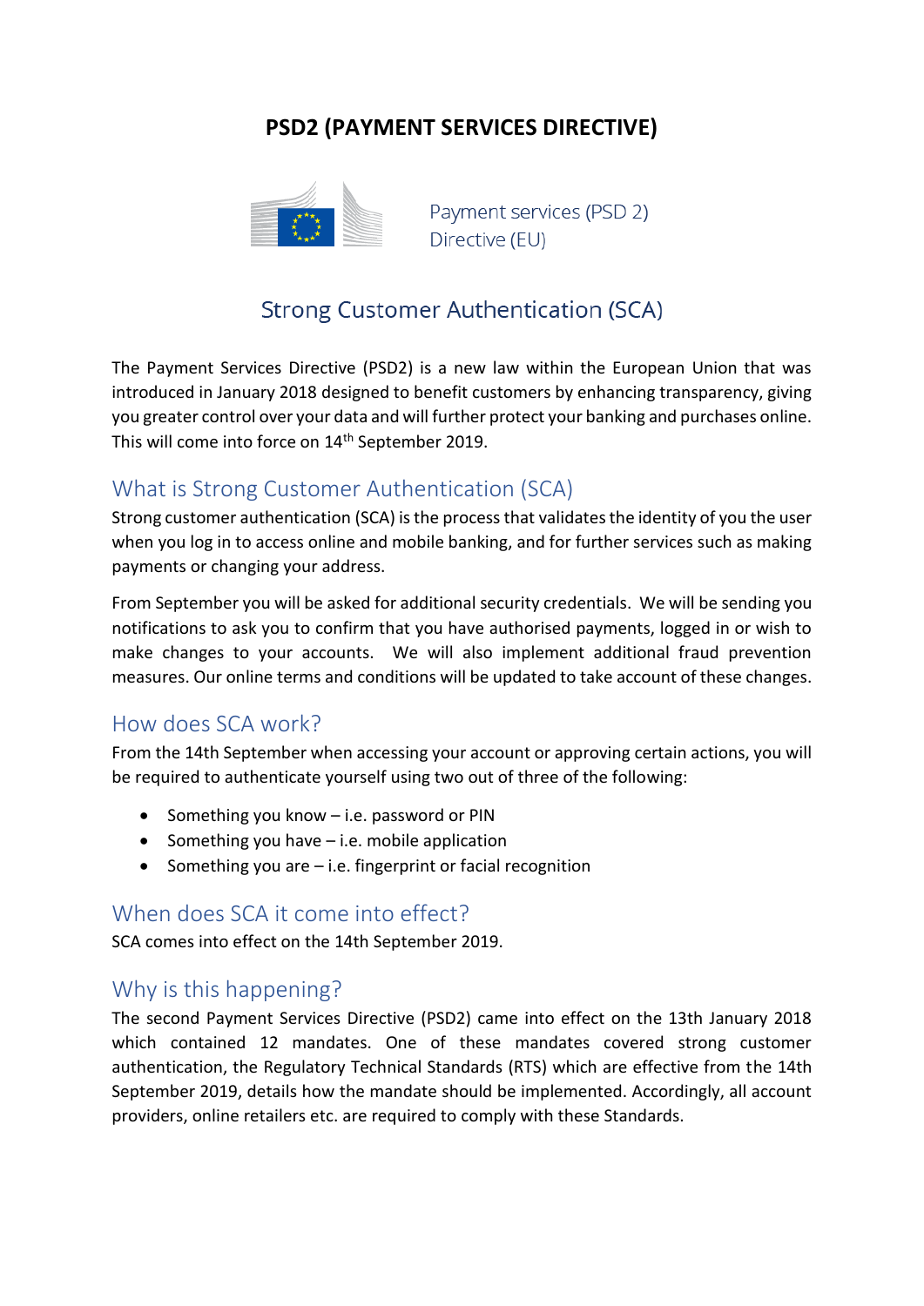# PSD2 (PAYMENT SERVICES DIRECTIVE)

Payment services (PSD 2) Directive (EU)

## Strong Customer Authentication (SCA)

The Payment Services Directive (PSD2) is a new law within the European Union that was introduced in January 2018 designed to benefit customers by enhancing transparency, giving you greater control over your data and will further protect your banking and purchases online. This will come into force on 14th September 2019.

### What is Strong Customer Authentication (SCA)

Strong customer authentication (SCA) is the process that validates the identity of you the user when you log in to access online and mobile banking, and for further services such as making payments or changing your address.

From September you will be asked for additional security credentials. We will be sending you notifications to ask you to confirm that you have authorised payments, logged in or wish to make changes to your accounts. We will also implement additional fraud prevention measures. Our online terms and conditions will be updated to take account of these changes.

### How does SCA work?

From the 14th September when accessing your account or approving certain actions, you will be required to authenticate yourself using two out of three of the following:

- Something you know – i.e. password or PIN
- Something you have – i.e. mobile application
- Something you are – i.e. fingerprint or facial recognition

### When does SCA it come into effect?

SCA comes into effect on the 14th September 2019.

### Why is this happening?

The second Payment Services Directive (PSD2) came into effect on the 13th January 2018 which contained 12 mandates. One of these mandates covered strong customer authentication, the Regulatory Technical Standards (RTS) which are effective from the 14th September 2019, details how the mandate should be implemented. Accordingly, all account providers, online retailers etc. are required to comply with these Standards.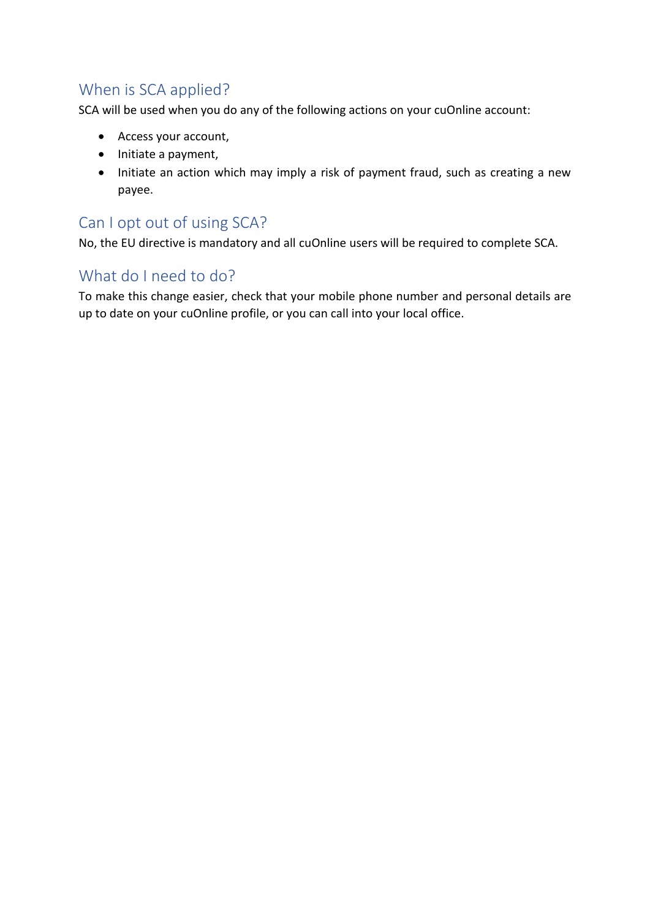## When is SCA applied?

SCA will be used when you do any of the following actions on your cuOnline account:

- Access your account,
- Initiate a payment,
- Initiate an action which may imply a risk of payment fraud, such as creating a new payee.

## Can I opt out of using SCA?

No, the EU directive is mandatory and all cuOnline users will be required to complete SCA.

## What do I need to do?

To make this change easier, check that your mobile phone number and personal details are up to date on your cuOnline profile, or you can call into your local office.